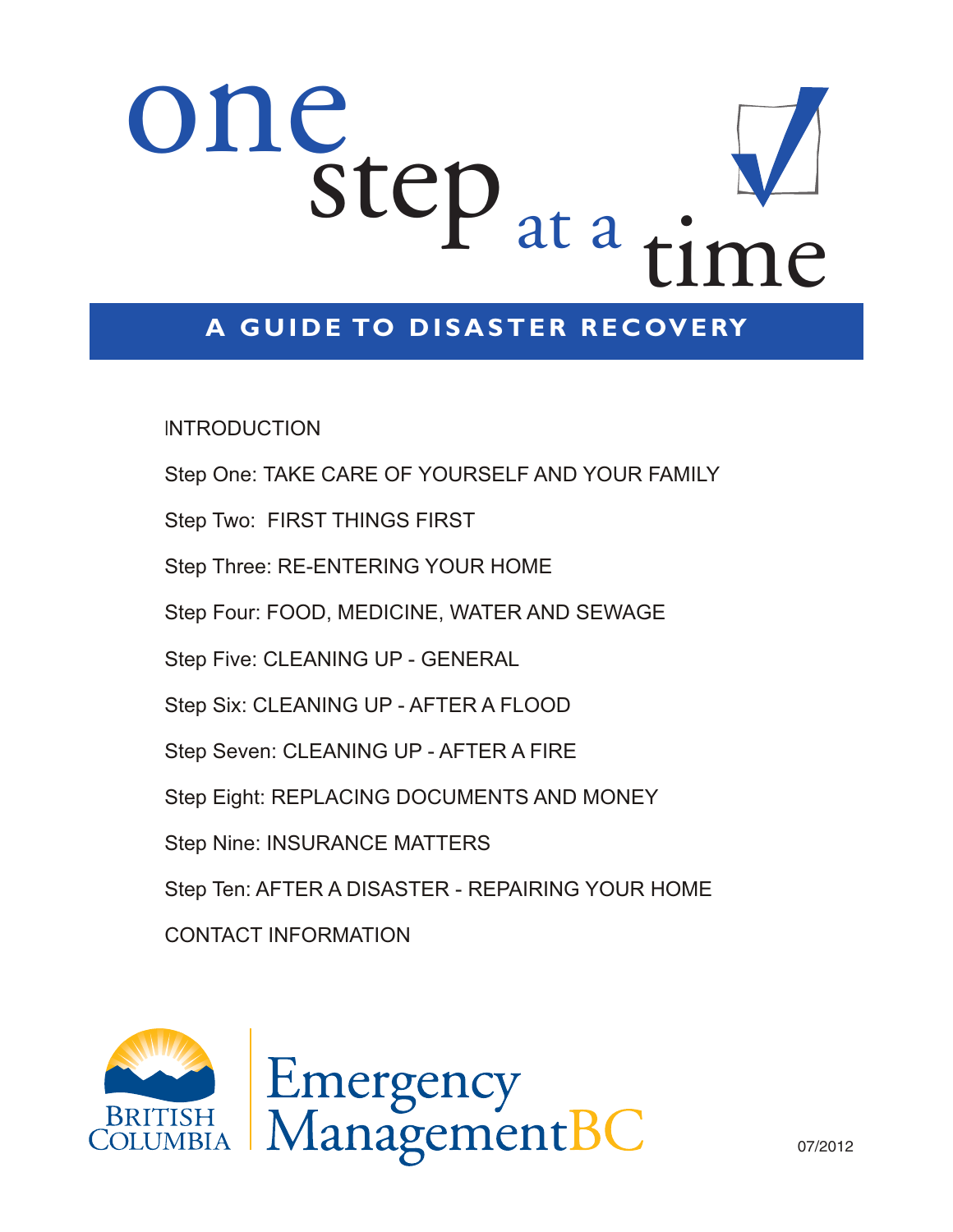# one step at a time

## A GUIDE TO DISASTER RECOVERY

INTRODUCTION

Step One: TAKE CARE OF YOURSELF AND YOUR FAMILY

Step Two: FIRST THINGS FIRST

Step Three: RE-ENTERING YOUR HOME

Step Four: FOOD, MEDICINE, WATER AND SEWAGE

Step Five: CLEANING UP - GENERAL

Step Six: CLEANING UP - AFTER A FLOOD

Step Seven: CLEANING UP - AFTER A FIRE

Step Eight: REPLACING DOCUMENTS AND MONEY

Step Nine: INSURANCE MATTERS

Step Ten: AFTER A DISASTER - REPAIRING YOUR HOME

CONTACT INFORMATION

BRITISH COLUMBIA

Emergency ManagementBC

07/2012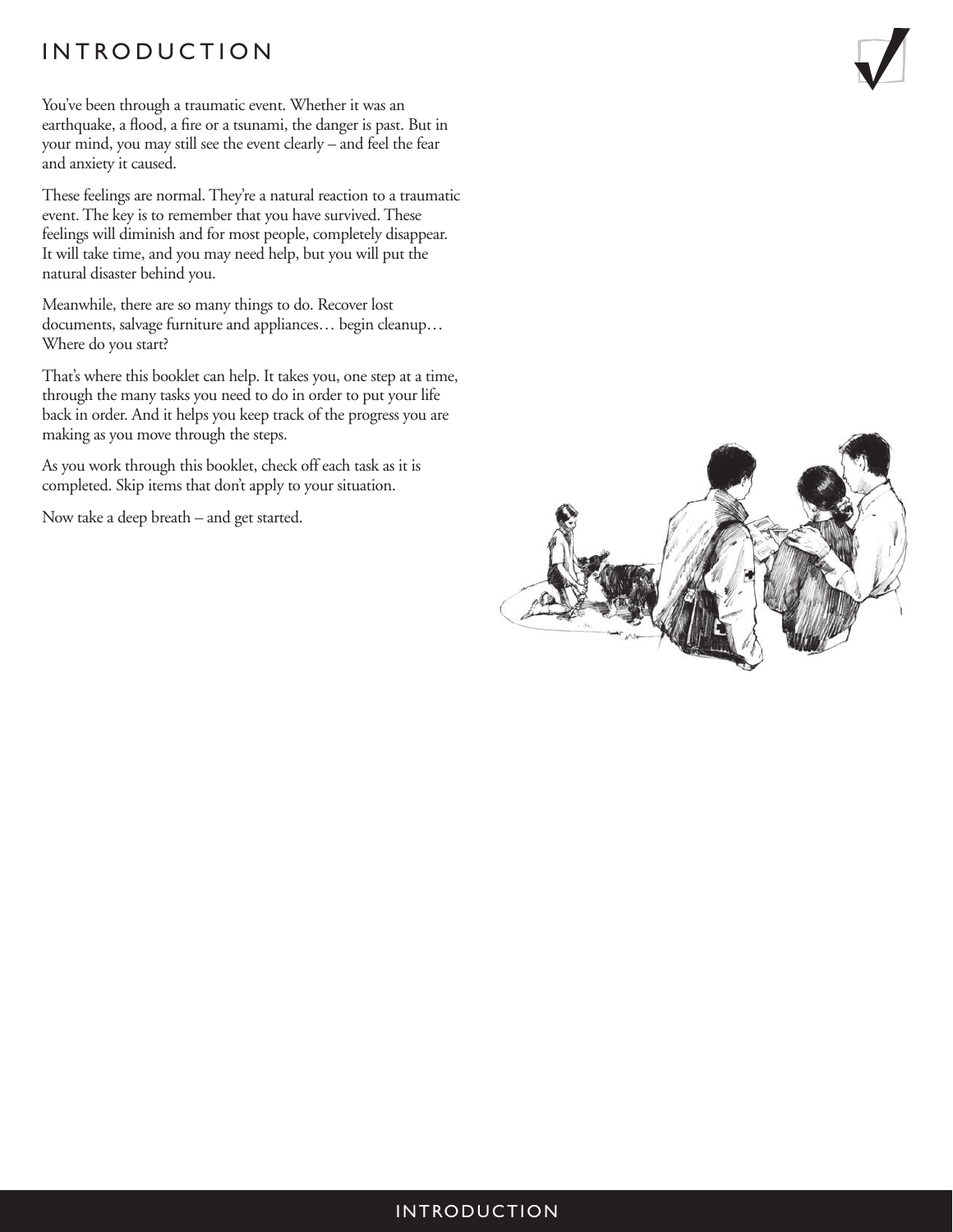# INTRODUCTION

You've been through a traumatic event. Whether it was an earthquake, a flood, a fire or a tsunami, the danger is past. But in your mind, you may still see the event clearly – and feel the fear and anxiety it caused.

These feelings are normal. They're a natural reaction to a traumatic event. The key is to remember that you have survived. These feelings will diminish and for most people, completely disappear. It will take time, and you may need help, but you will put the natural disaster behind you.

Meanwhile, there are so many things to do. Recover lost documents, salvage furniture and appliances… begin cleanup… Where do you start?

That's where this booklet can help. It takes you, one step at a time, through the many tasks you need to do in order to put your life back in order. And it helps you keep track of the progress you are making as you move through the steps.

As you work through this booklet, check off each task as it is completed. Skip items that don't apply to your situation.

Now take a deep breath – and get started.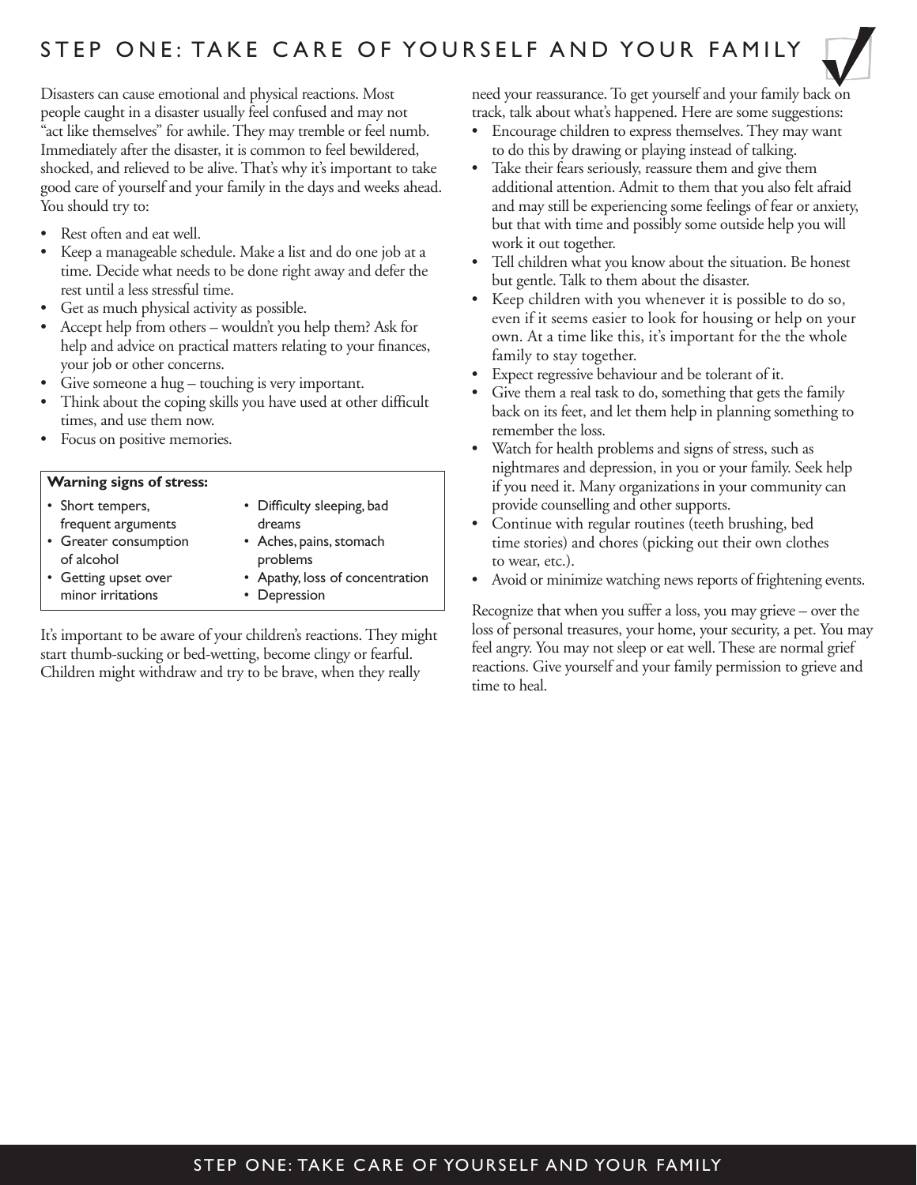# STEP ONE: TAKE CARE OF YOURSELF AND YOUR FAMILY

Disasters can cause emotional and physical reactions. Most people caught in a disaster usually feel confused and may not "act like themselves" for awhile. They may tremble or feel numb. Immediately after the disaster, it is common to feel bewildered, shocked, and relieved to be alive. That's why it's important to take good care of yourself and your family in the days and weeks ahead. You should try to:

- Rest often and eat well.
- Keep a manageable schedule. Make a list and do one job at a time. Decide what needs to be done right away and defer the rest until a less stressful time.
- Get as much physical activity as possible.
- Accept help from others – wouldn't you help them? Ask for help and advice on practical matters relating to your finances, your job or other concerns.
- Give someone a hug – touching is very important.
- Think about the coping skills you have used at other difficult times, and use them now.
- Focus on positive memories.

**Warning signs of stress:**

- Short tempers, frequent arguments
- Greater consumption of alcohol
- Getting upset over minor irritations
- Difficulty sleeping, bad dreams
- Aches, pains, stomach problems
- Apathy, loss of concentration
- Depression

It's important to be aware of your children's reactions. They might start thumb-sucking or bed-wetting, become clingy or fearful. Children might withdraw and try to be brave, when they really need your reassurance. To get yourself and your family back on track, talk about what's happened. Here are some suggestions:

- Encourage children to express themselves. They may want to do this by drawing or playing instead of talking.
- Take their fears seriously, reassure them and give them additional attention. Admit to them that you also felt afraid and may still be experiencing some feelings of fear or anxiety, but that with time and possibly some outside help you will work it out together.
- Tell children what you know about the situation. Be honest but gentle. Talk to them about the disaster.
- Keep children with you whenever it is possible to do so, even if it seems easier to look for housing or help on your own. At a time like this, it's important for the the whole family to stay together.
- Expect regressive behaviour and be tolerant of it.
- Give them a real task to do, something that gets the family back on its feet, and let them help in planning something to remember the loss.
- Watch for health problems and signs of stress, such as nightmares and depression, in you or your family. Seek help if you need it. Many organizations in your community can provide counselling and other supports.
- Continue with regular routines (teeth brushing, bed time stories) and chores (picking out their own clothes to wear, etc.).
- Avoid or minimize watching news reports of frightening events.

Recognize that when you suffer a loss, you may grieve – over the loss of personal treasures, your home, your security, a pet. You may feel angry. You may not sleep or eat well. These are normal grief reactions. Give yourself and your family permission to grieve and time to heal.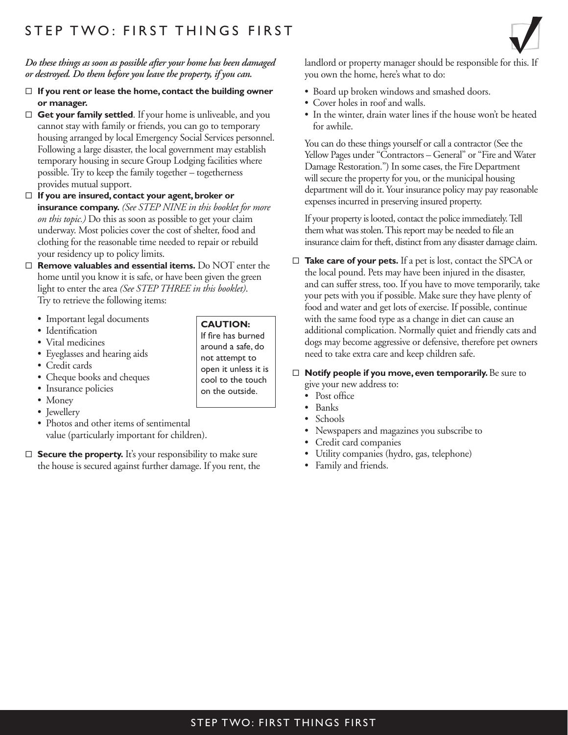# STEP TWO: FIRST THINGS FIRST

***Do these things as soon as possible after your home has been damaged or destroyed. Do them before you leave the property, if you can.***

- ☐ **If you rent or lease the home, contact the building owner or manager.**
- ☐ **Get your family settled**. If your home is unliveable, and you cannot stay with family or friends, you can go to temporary housing arranged by local Emergency Social Services personnel. Following a large disaster, the local government may establish temporary housing in secure Group Lodging facilities where possible. Try to keep the family together – togetherness provides mutual support.
- ☐ **If you are insured, contact your agent, broker or insurance company.** *(See STEP NINE in this booklet for more on this topic.)* Do this as soon as possible to get your claim underway. Most policies cover the cost of shelter, food and clothing for the reasonable time needed to repair or rebuild your residency up to policy limits.
- ☐ **Remove valuables and essential items.** Do NOT enter the home until you know it is safe, or have been given the green light to enter the area *(See STEP THREE in this booklet)*. Try to retrieve the following items:
  - Important legal documents
  - Identification
  - Vital medicines
  - Eyeglasses and hearing aids
  - Credit cards
  - Cheque books and cheques
  - Insurance policies
  - Money
  - Jewellery
  - Photos and other items of sentimental value (particularly important for children).

**CAUTION:**
If fire has burned around a safe, do not attempt to open it unless it is cool to the touch on the outside.

- ☐ **Secure the property.** It's your responsibility to make sure the house is secured against further damage. If you rent, the landlord or property manager should be responsible for this. If you own the home, here's what to do:
  - Board up broken windows and smashed doors.
  - Cover holes in roof and walls.
  - In the winter, drain water lines if the house won't be heated for awhile.

  You can do these things yourself or call a contractor (See the Yellow Pages under "Contractors – General" or "Fire and Water Damage Restoration.") In some cases, the Fire Department will secure the property for you, or the municipal housing department will do it. Your insurance policy may pay reasonable expenses incurred in preserving insured property.

  If your property is looted, contact the police immediately. Tell them what was stolen. This report may be needed to file an insurance claim for theft, distinct from any disaster damage claim.

- ☐ **Take care of your pets.** If a pet is lost, contact the SPCA or the local pound. Pets may have been injured in the disaster, and can suffer stress, too. If you have to move temporarily, take your pets with you if possible. Make sure they have plenty of food and water and get lots of exercise. If possible, continue with the same food type as a change in diet can cause an additional complication. Normally quiet and friendly cats and dogs may become aggressive or defensive, therefore pet owners need to take extra care and keep children safe.
- ☐ **Notify people if you move, even temporarily.** Be sure to give your new address to:
  - Post office
  - Banks
  - Schools
  - Newspapers and magazines you subscribe to
  - Credit card companies
  - Utility companies (hydro, gas, telephone)
  - Family and friends.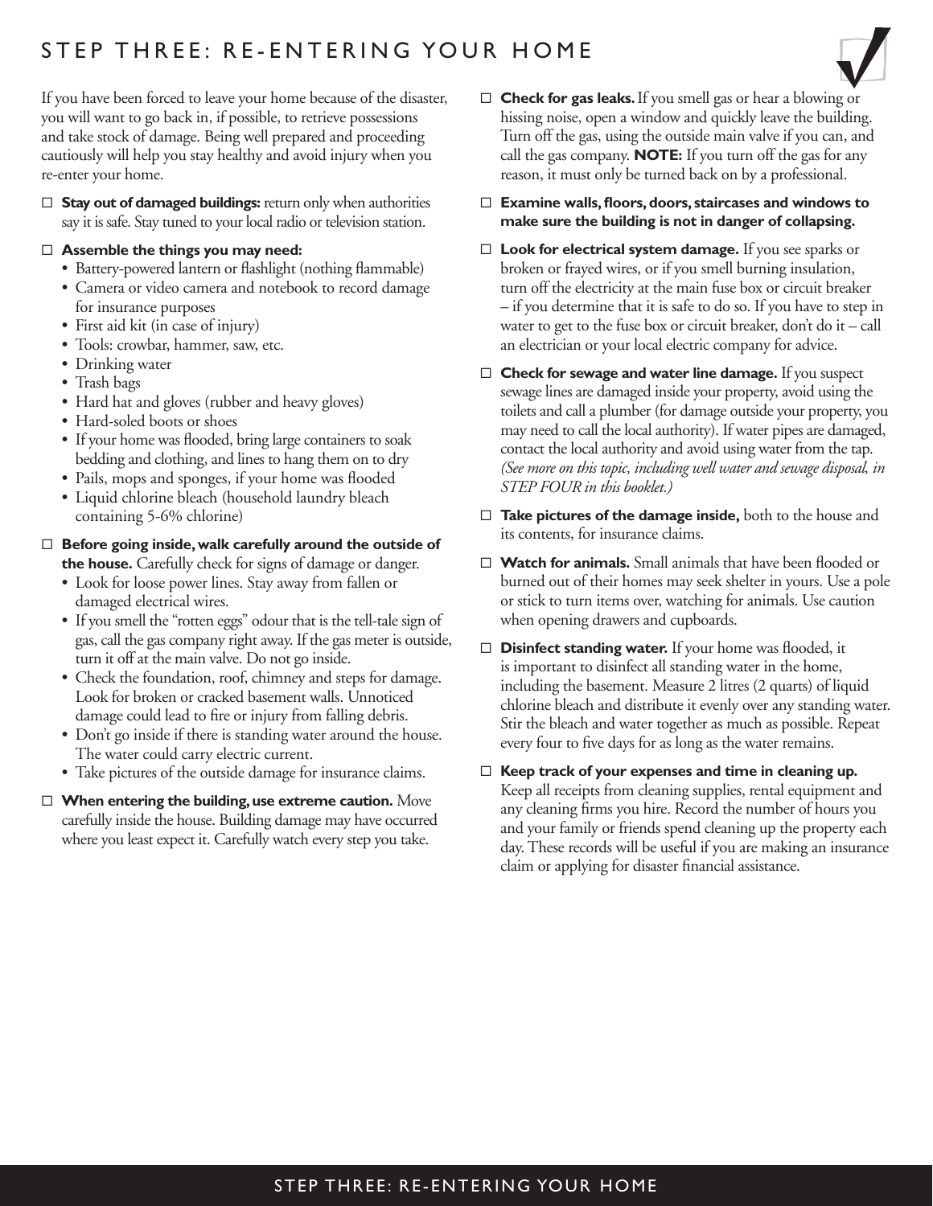# STEP THREE: RE-ENTERING YOUR HOME

If you have been forced to leave your home because of the disaster, you will want to go back in, if possible, to retrieve possessions and take stock of damage. Being well prepared and proceeding cautiously will help you stay healthy and avoid injury when you re-enter your home.

- ☐ **Stay out of damaged buildings:** return only when authorities say it is safe. Stay tuned to your local radio or television station.

- ☐ **Assemble the things you may need:**
  - Battery-powered lantern or flashlight (nothing flammable)
  - Camera or video camera and notebook to record damage for insurance purposes
  - First aid kit (in case of injury)
  - Tools: crowbar, hammer, saw, etc.
  - Drinking water
  - Trash bags
  - Hard hat and gloves (rubber and heavy gloves)
  - Hard-soled boots or shoes
  - If your home was flooded, bring large containers to soak bedding and clothing, and lines to hang them on to dry
  - Pails, mops and sponges, if your home was flooded
  - Liquid chlorine bleach (household laundry bleach containing 5-6% chlorine)

- ☐ **Before going inside, walk carefully around the outside of the house.** Carefully check for signs of damage or danger.
  - Look for loose power lines. Stay away from fallen or damaged electrical wires.
  - If you smell the “rotten eggs” odour that is the tell-tale sign of gas, call the gas company right away. If the gas meter is outside, turn it off at the main valve. Do not go inside.
  - Check the foundation, roof, chimney and steps for damage. Look for broken or cracked basement walls. Unnoticed damage could lead to fire or injury from falling debris.
  - Don’t go inside if there is standing water around the house. The water could carry electric current.
  - Take pictures of the outside damage for insurance claims.

- ☐ **When entering the building, use extreme caution.** Move carefully inside the house. Building damage may have occurred where you least expect it. Carefully watch every step you take.

- ☐ **Check for gas leaks.** If you smell gas or hear a blowing or hissing noise, open a window and quickly leave the building. Turn off the gas, using the outside main valve if you can, and call the gas company. **NOTE:** If you turn off the gas for any reason, it must only be turned back on by a professional.

- ☐ **Examine walls, floors, doors, staircases and windows to make sure the building is not in danger of collapsing.**

- ☐ **Look for electrical system damage.** If you see sparks or broken or frayed wires, or if you smell burning insulation, turn off the electricity at the main fuse box or circuit breaker – if you determine that it is safe to do so. If you have to step in water to get to the fuse box or circuit breaker, don’t do it – call an electrician or your local electric company for advice.

- ☐ **Check for sewage and water line damage.** If you suspect sewage lines are damaged inside your property, avoid using the toilets and call a plumber (for damage outside your property, you may need to call the local authority). If water pipes are damaged, contact the local authority and avoid using water from the tap. *(See more on this topic, including well water and sewage disposal, in STEP FOUR in this booklet.)*

- ☐ **Take pictures of the damage inside,** both to the house and its contents, for insurance claims.

- ☐ **Watch for animals.** Small animals that have been flooded or burned out of their homes may seek shelter in yours. Use a pole or stick to turn items over, watching for animals. Use caution when opening drawers and cupboards.

- ☐ **Disinfect standing water.** If your home was flooded, it is important to disinfect all standing water in the home, including the basement. Measure 2 litres (2 quarts) of liquid chlorine bleach and distribute it evenly over any standing water. Stir the bleach and water together as much as possible. Repeat every four to five days for as long as the water remains.

- ☐ **Keep track of your expenses and time in cleaning up.** Keep all receipts from cleaning supplies, rental equipment and any cleaning firms you hire. Record the number of hours you and your family or friends spend cleaning up the property each day. These records will be useful if you are making an insurance claim or applying for disaster financial assistance.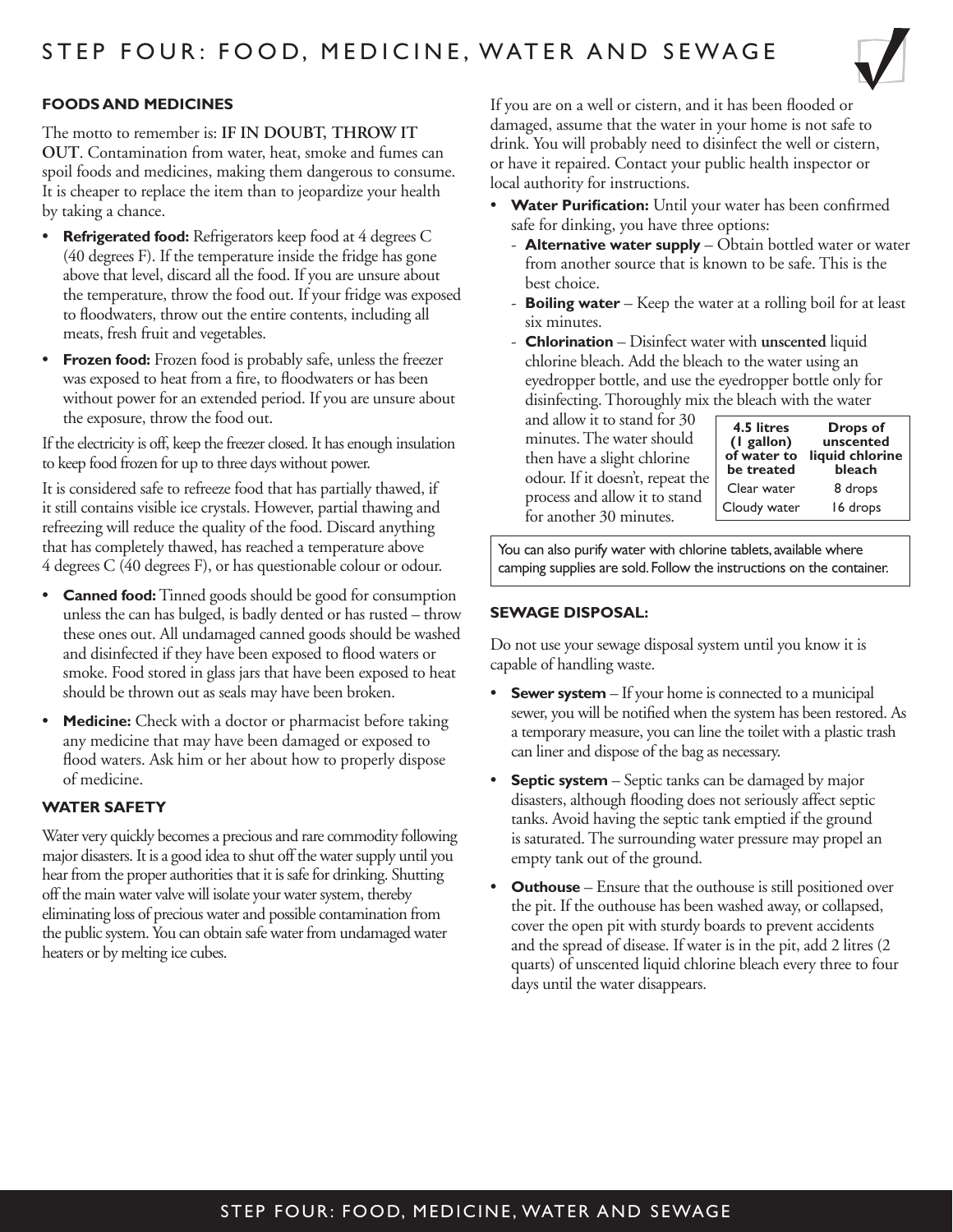# STEP FOUR: FOOD, MEDICINE, WATER AND SEWAGE

## FOODS AND MEDICINES

The motto to remember is: **IF IN DOUBT, THROW IT OUT**. Contamination from water, heat, smoke and fumes can spoil foods and medicines, making them dangerous to consume. It is cheaper to replace the item than to jeopardize your health by taking a chance.

- **Refrigerated food:** Refrigerators keep food at 4 degrees C (40 degrees F). If the temperature inside the fridge has gone above that level, discard all the food. If you are unsure about the temperature, throw the food out. If your fridge was exposed to floodwaters, throw out the entire contents, including all meats, fresh fruit and vegetables.
- **Frozen food:** Frozen food is probably safe, unless the freezer was exposed to heat from a fire, to floodwaters or has been without power for an extended period. If you are unsure about the exposure, throw the food out.

If the electricity is off, keep the freezer closed. It has enough insulation to keep food frozen for up to three days without power.

It is considered safe to refreeze food that has partially thawed, if it still contains visible ice crystals. However, partial thawing and refreezing will reduce the quality of the food. Discard anything that has completely thawed, has reached a temperature above 4 degrees C (40 degrees F), or has questionable colour or odour.

- **Canned food:** Tinned goods should be good for consumption unless the can has bulged, is badly dented or has rusted – throw these ones out. All undamaged canned goods should be washed and disinfected if they have been exposed to flood waters or smoke. Food stored in glass jars that have been exposed to heat should be thrown out as seals may have been broken.
- **Medicine:** Check with a doctor or pharmacist before taking any medicine that may have been damaged or exposed to flood waters. Ask him or her about how to properly dispose of medicine.

## WATER SAFETY

Water very quickly becomes a precious and rare commodity following major disasters. It is a good idea to shut off the water supply until you hear from the proper authorities that it is safe for drinking. Shutting off the main water valve will isolate your water system, thereby eliminating loss of precious water and possible contamination from the public system. You can obtain safe water from undamaged water heaters or by melting ice cubes.

If you are on a well or cistern, and it has been flooded or damaged, assume that the water in your home is not safe to drink. You will probably need to disinfect the well or cistern, or have it repaired. Contact your public health inspector or local authority for instructions.

- **Water Purification:** Until your water has been confirmed safe for dinking, you have three options:
  - **Alternative water supply** – Obtain bottled water or water from another source that is known to be safe. This is the best choice.
  - **Boiling water** – Keep the water at a rolling boil for at least six minutes.
  - **Chlorination** – Disinfect water with **unscented** liquid chlorine bleach. Add the bleach to the water using an eyedropper bottle, and use the eyedropper bottle only for disinfecting. Thoroughly mix the bleach with the water and allow it to stand for 30 minutes. The water should then have a slight chlorine odour. If it doesn't, repeat the process and allow it to stand for another 30 minutes.

| 4.5 litres (1 gallon) of water to be treated | Drops of unscented liquid chlorine bleach |
|---|---|
| Clear water | 8 drops |
| Cloudy water | 16 drops |

You can also purify water with chlorine tablets, available where camping supplies are sold. Follow the instructions on the container.

## SEWAGE DISPOSAL:

Do not use your sewage disposal system until you know it is capable of handling waste.

- **Sewer system** – If your home is connected to a municipal sewer, you will be notified when the system has been restored. As a temporary measure, you can line the toilet with a plastic trash can liner and dispose of the bag as necessary.
- **Septic system** – Septic tanks can be damaged by major disasters, although flooding does not seriously affect septic tanks. Avoid having the septic tank emptied if the ground is saturated. The surrounding water pressure may propel an empty tank out of the ground.
- **Outhouse** – Ensure that the outhouse is still positioned over the pit. If the outhouse has been washed away, or collapsed, cover the open pit with sturdy boards to prevent accidents and the spread of disease. If water is in the pit, add 2 litres (2 quarts) of unscented liquid chlorine bleach every three to four days until the water disappears.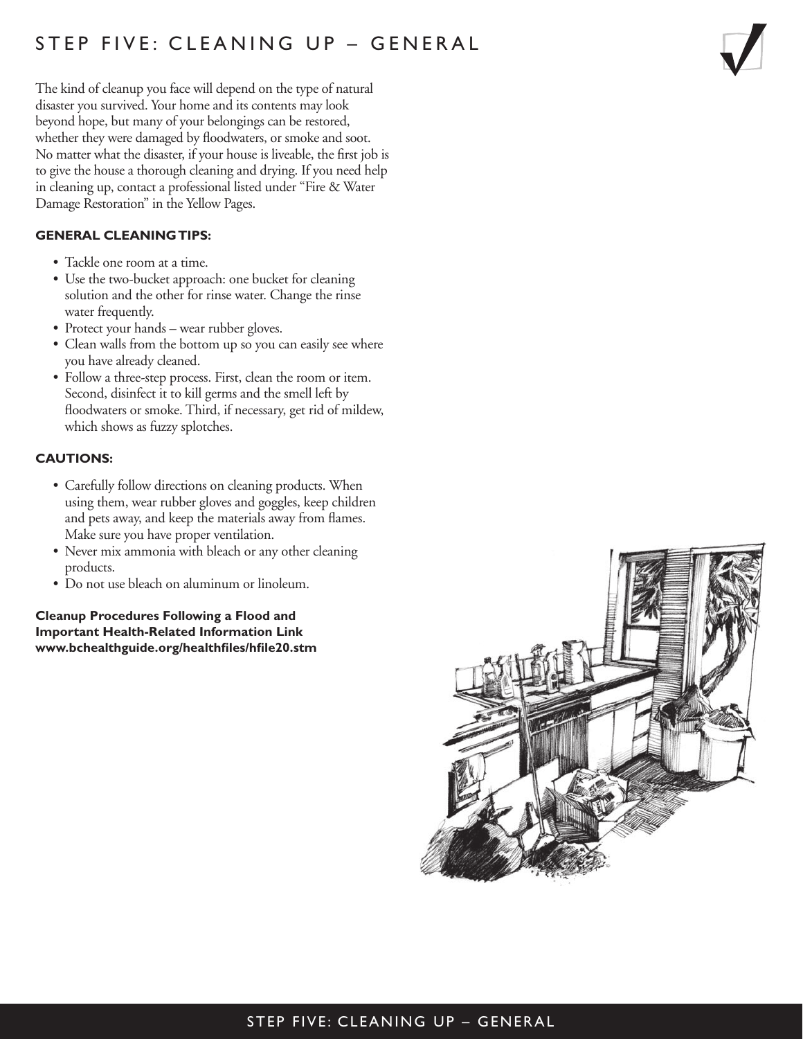# STEP FIVE: CLEANING UP – GENERAL

The kind of cleanup you face will depend on the type of natural disaster you survived. Your home and its contents may look beyond hope, but many of your belongings can be restored, whether they were damaged by floodwaters, or smoke and soot. No matter what the disaster, if your house is liveable, the first job is to give the house a thorough cleaning and drying. If you need help in cleaning up, contact a professional listed under "Fire & Water Damage Restoration" in the Yellow Pages.

**GENERAL CLEANING TIPS:**

- Tackle one room at a time.
- Use the two-bucket approach: one bucket for cleaning solution and the other for rinse water. Change the rinse water frequently.
- Protect your hands – wear rubber gloves.
- Clean walls from the bottom up so you can easily see where you have already cleaned.
- Follow a three-step process. First, clean the room or item. Second, disinfect it to kill germs and the smell left by floodwaters or smoke. Third, if necessary, get rid of mildew, which shows as fuzzy splotches.

**CAUTIONS:**

- Carefully follow directions on cleaning products. When using them, wear rubber gloves and goggles, keep children and pets away, and keep the materials away from flames. Make sure you have proper ventilation.
- Never mix ammonia with bleach or any other cleaning products.
- Do not use bleach on aluminum or linoleum.

**Cleanup Procedures Following a Flood and Important Health-Related Information Link**
**www.bchealthguide.org/healthfiles/hfile20.stm**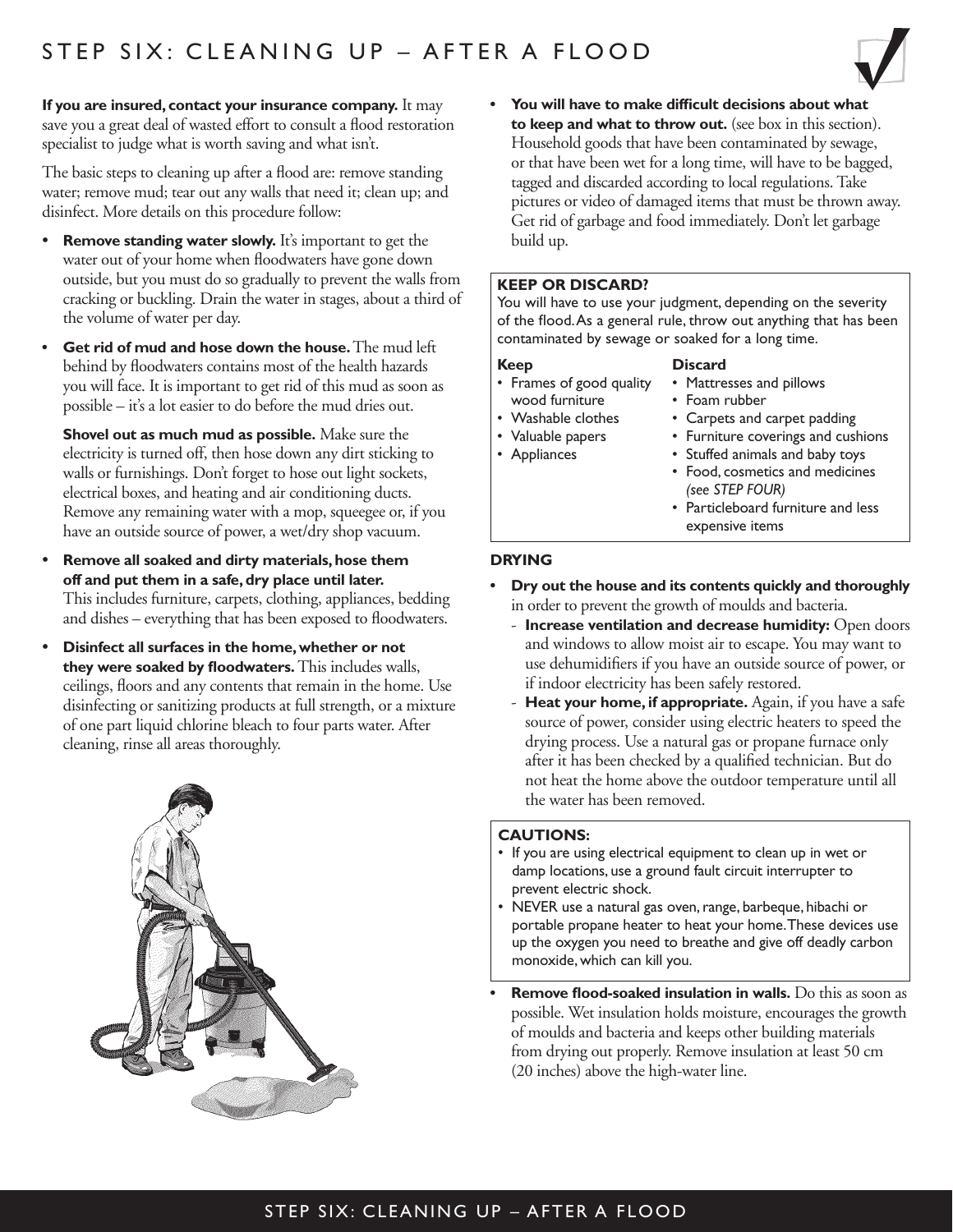# STEP SIX: CLEANING UP – AFTER A FLOOD

**If you are insured, contact your insurance company.** It may save you a great deal of wasted effort to consult a flood restoration specialist to judge what is worth saving and what isn't.

The basic steps to cleaning up after a flood are: remove standing water; remove mud; tear out any walls that need it; clean up; and disinfect. More details on this procedure follow:

- **Remove standing water slowly.** It's important to get the water out of your home when floodwaters have gone down outside, but you must do so gradually to prevent the walls from cracking or buckling. Drain the water in stages, about a third of the volume of water per day.
- **Get rid of mud and hose down the house.** The mud left behind by floodwaters contains most of the health hazards you will face. It is important to get rid of this mud as soon as possible – it's a lot easier to do before the mud dries out.

  **Shovel out as much mud as possible.** Make sure the electricity is turned off, then hose down any dirt sticking to walls or furnishings. Don't forget to hose out light sockets, electrical boxes, and heating and air conditioning ducts. Remove any remaining water with a mop, squeegee or, if you have an outside source of power, a wet/dry shop vacuum.
- **Remove all soaked and dirty materials, hose them off and put them in a safe, dry place until later.** This includes furniture, carpets, clothing, appliances, bedding and dishes – everything that has been exposed to floodwaters.
- **Disinfect all surfaces in the home, whether or not they were soaked by floodwaters.** This includes walls, ceilings, floors and any contents that remain in the home. Use disinfecting or sanitizing products at full strength, or a mixture of one part liquid chlorine bleach to four parts water. After cleaning, rinse all areas thoroughly.
- **You will have to make difficult decisions about what to keep and what to throw out.** (see box in this section). Household goods that have been contaminated by sewage, or that have been wet for a long time, will have to be bagged, tagged and discarded according to local regulations. Take pictures or video of damaged items that must be thrown away. Get rid of garbage and food immediately. Don't let garbage build up.

**KEEP OR DISCARD?**

You will have to use your judgment, depending on the severity of the flood. As a general rule, throw out anything that has been contaminated by sewage or soaked for a long time.

**Keep**
- Frames of good quality wood furniture
- Washable clothes
- Valuable papers
- Appliances

**Discard**
- Mattresses and pillows
- Foam rubber
- Carpets and carpet padding
- Furniture coverings and cushions
- Stuffed animals and baby toys
- Food, cosmetics and medicines *(see STEP FOUR)*
- Particleboard furniture and less expensive items

## DRYING

- **Dry out the house and its contents quickly and thoroughly** in order to prevent the growth of moulds and bacteria.
  - **Increase ventilation and decrease humidity:** Open doors and windows to allow moist air to escape. You may want to use dehumidifiers if you have an outside source of power, or if indoor electricity has been safely restored.
  - **Heat your home, if appropriate.** Again, if you have a safe source of power, consider using electric heaters to speed the drying process. Use a natural gas or propane furnace only after it has been checked by a qualified technician. But do not heat the home above the outdoor temperature until all the water has been removed.

**CAUTIONS:**
- If you are using electrical equipment to clean up in wet or damp locations, use a ground fault circuit interrupter to prevent electric shock.
- NEVER use a natural gas oven, range, barbeque, hibachi or portable propane heater to heat your home. These devices use up the oxygen you need to breathe and give off deadly carbon monoxide, which can kill you.

- **Remove flood-soaked insulation in walls.** Do this as soon as possible. Wet insulation holds moisture, encourages the growth of moulds and bacteria and keeps other building materials from drying out properly. Remove insulation at least 50 cm (20 inches) above the high-water line.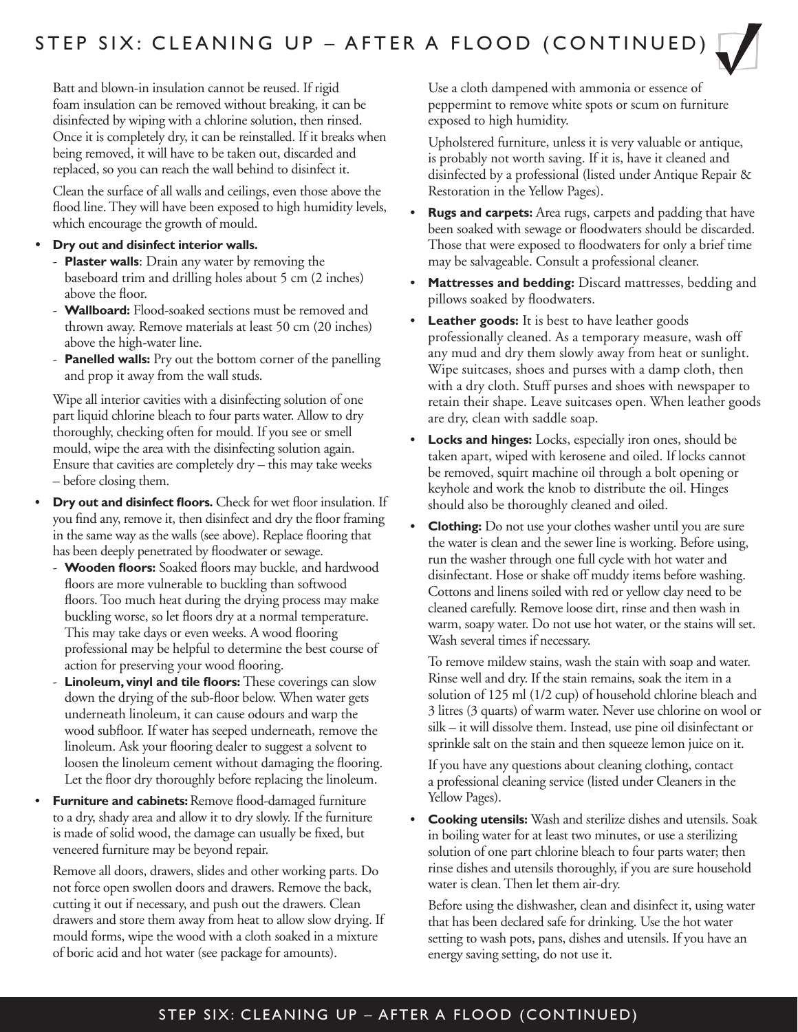# STEP SIX: CLEANING UP – AFTER A FLOOD (CONTINUED)

Batt and blown-in insulation cannot be reused. If rigid foam insulation can be removed without breaking, it can be disinfected by wiping with a chlorine solution, then rinsed. Once it is completely dry, it can be reinstalled. If it breaks when being removed, it will have to be taken out, discarded and replaced, so you can reach the wall behind to disinfect it.

Clean the surface of all walls and ceilings, even those above the flood line. They will have been exposed to high humidity levels, which encourage the growth of mould.

- **Dry out and disinfect interior walls.**
  - **Plaster walls**: Drain any water by removing the baseboard trim and drilling holes about 5 cm (2 inches) above the floor.
  - **Wallboard:** Flood-soaked sections must be removed and thrown away. Remove materials at least 50 cm (20 inches) above the high-water line.
  - **Panelled walls:** Pry out the bottom corner of the panelling and prop it away from the wall studs.

  Wipe all interior cavities with a disinfecting solution of one part liquid chlorine bleach to four parts water. Allow to dry thoroughly, checking often for mould. If you see or smell mould, wipe the area with the disinfecting solution again. Ensure that cavities are completely dry – this may take weeks – before closing them.

- **Dry out and disinfect floors.** Check for wet floor insulation. If you find any, remove it, then disinfect and dry the floor framing in the same way as the walls (see above). Replace flooring that has been deeply penetrated by floodwater or sewage.
  - **Wooden floors:** Soaked floors may buckle, and hardwood floors are more vulnerable to buckling than softwood floors. Too much heat during the drying process may make buckling worse, so let floors dry at a normal temperature. This may take days or even weeks. A wood flooring professional may be helpful to determine the best course of action for preserving your wood flooring.
  - **Linoleum, vinyl and tile floors:** These coverings can slow down the drying of the sub-floor below. When water gets underneath linoleum, it can cause odours and warp the wood subfloor. If water has seeped underneath, remove the linoleum. Ask your flooring dealer to suggest a solvent to loosen the linoleum cement without damaging the flooring. Let the floor dry thoroughly before replacing the linoleum.

- **Furniture and cabinets:** Remove flood-damaged furniture to a dry, shady area and allow it to dry slowly. If the furniture is made of solid wood, the damage can usually be fixed, but veneered furniture may be beyond repair.

  Remove all doors, drawers, slides and other working parts. Do not force open swollen doors and drawers. Remove the back, cutting it out if necessary, and push out the drawers. Clean drawers and store them away from heat to allow slow drying. If mould forms, wipe the wood with a cloth soaked in a mixture of boric acid and hot water (see package for amounts).

  Use a cloth dampened with ammonia or essence of peppermint to remove white spots or scum on furniture exposed to high humidity.

  Upholstered furniture, unless it is very valuable or antique, is probably not worth saving. If it is, have it cleaned and disinfected by a professional (listed under Antique Repair & Restoration in the Yellow Pages).

- **Rugs and carpets:** Area rugs, carpets and padding that have been soaked with sewage or floodwaters should be discarded. Those that were exposed to floodwaters for only a brief time may be salvageable. Consult a professional cleaner.

- **Mattresses and bedding:** Discard mattresses, bedding and pillows soaked by floodwaters.

- **Leather goods:** It is best to have leather goods professionally cleaned. As a temporary measure, wash off any mud and dry them slowly away from heat or sunlight. Wipe suitcases, shoes and purses with a damp cloth, then with a dry cloth. Stuff purses and shoes with newspaper to retain their shape. Leave suitcases open. When leather goods are dry, clean with saddle soap.

- **Locks and hinges:** Locks, especially iron ones, should be taken apart, wiped with kerosene and oiled. If locks cannot be removed, squirt machine oil through a bolt opening or keyhole and work the knob to distribute the oil. Hinges should also be thoroughly cleaned and oiled.

- **Clothing:** Do not use your clothes washer until you are sure the water is clean and the sewer line is working. Before using, run the washer through one full cycle with hot water and disinfectant. Hose or shake off muddy items before washing. Cottons and linens soiled with red or yellow clay need to be cleaned carefully. Remove loose dirt, rinse and then wash in warm, soapy water. Do not use hot water, or the stains will set. Wash several times if necessary.

  To remove mildew stains, wash the stain with soap and water. Rinse well and dry. If the stain remains, soak the item in a solution of 125 ml (1/2 cup) of household chlorine bleach and 3 litres (3 quarts) of warm water. Never use chlorine on wool or silk – it will dissolve them. Instead, use pine oil disinfectant or sprinkle salt on the stain and then squeeze lemon juice on it.

  If you have any questions about cleaning clothing, contact a professional cleaning service (listed under Cleaners in the Yellow Pages).

- **Cooking utensils:** Wash and sterilize dishes and utensils. Soak in boiling water for at least two minutes, or use a sterilizing solution of one part chlorine bleach to four parts water; then rinse dishes and utensils thoroughly, if you are sure household water is clean. Then let them air-dry.

  Before using the dishwasher, clean and disinfect it, using water that has been declared safe for drinking. Use the hot water setting to wash pots, pans, dishes and utensils. If you have an energy saving setting, do not use it.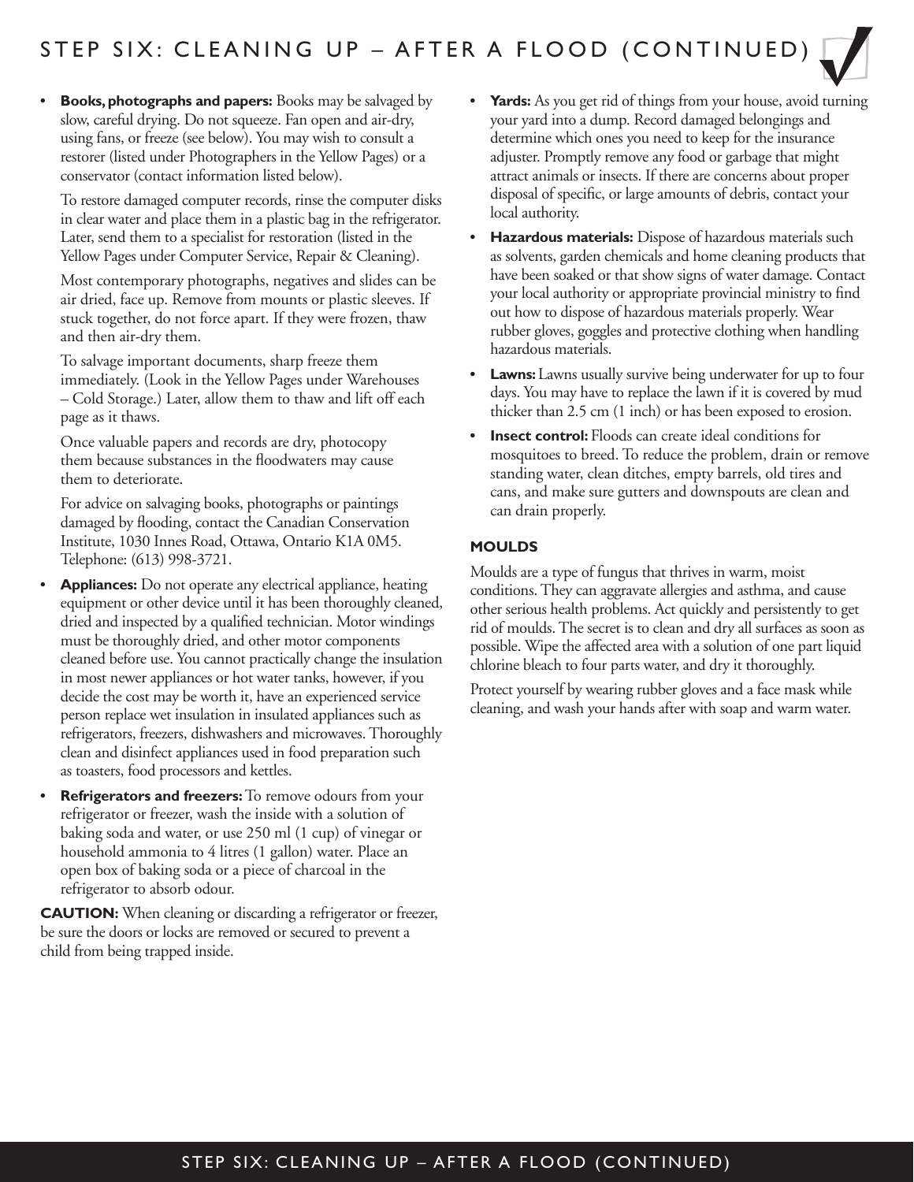# STEP SIX: CLEANING UP – AFTER A FLOOD (CONTINUED)

- **Books, photographs and papers:** Books may be salvaged by slow, careful drying. Do not squeeze. Fan open and air-dry, using fans, or freeze (see below). You may wish to consult a restorer (listed under Photographers in the Yellow Pages) or a conservator (contact information listed below).

  To restore damaged computer records, rinse the computer disks in clear water and place them in a plastic bag in the refrigerator. Later, send them to a specialist for restoration (listed in the Yellow Pages under Computer Service, Repair & Cleaning).

  Most contemporary photographs, negatives and slides can be air dried, face up. Remove from mounts or plastic sleeves. If stuck together, do not force apart. If they were frozen, thaw and then air-dry them.

  To salvage important documents, sharp freeze them immediately. (Look in the Yellow Pages under Warehouses – Cold Storage.) Later, allow them to thaw and lift off each page as it thaws.

  Once valuable papers and records are dry, photocopy them because substances in the floodwaters may cause them to deteriorate.

  For advice on salvaging books, photographs or paintings damaged by flooding, contact the Canadian Conservation Institute, 1030 Innes Road, Ottawa, Ontario K1A 0M5. Telephone: (613) 998-3721.

- **Appliances:** Do not operate any electrical appliance, heating equipment or other device until it has been thoroughly cleaned, dried and inspected by a qualified technician. Motor windings must be thoroughly dried, and other motor components cleaned before use. You cannot practically change the insulation in most newer appliances or hot water tanks, however, if you decide the cost may be worth it, have an experienced service person replace wet insulation in insulated appliances such as refrigerators, freezers, dishwashers and microwaves. Thoroughly clean and disinfect appliances used in food preparation such as toasters, food processors and kettles.

- **Refrigerators and freezers:** To remove odours from your refrigerator or freezer, wash the inside with a solution of baking soda and water, or use 250 ml (1 cup) of vinegar or household ammonia to 4 litres (1 gallon) water. Place an open box of baking soda or a piece of charcoal in the refrigerator to absorb odour.

**CAUTION:** When cleaning or discarding a refrigerator or freezer, be sure the doors or locks are removed or secured to prevent a child from being trapped inside.

- **Yards:** As you get rid of things from your house, avoid turning your yard into a dump. Record damaged belongings and determine which ones you need to keep for the insurance adjuster. Promptly remove any food or garbage that might attract animals or insects. If there are concerns about proper disposal of specific, or large amounts of debris, contact your local authority.

- **Hazardous materials:** Dispose of hazardous materials such as solvents, garden chemicals and home cleaning products that have been soaked or that show signs of water damage. Contact your local authority or appropriate provincial ministry to find out how to dispose of hazardous materials properly. Wear rubber gloves, goggles and protective clothing when handling hazardous materials.

- **Lawns:** Lawns usually survive being underwater for up to four days. You may have to replace the lawn if it is covered by mud thicker than 2.5 cm (1 inch) or has been exposed to erosion.

- **Insect control:** Floods can create ideal conditions for mosquitoes to breed. To reduce the problem, drain or remove standing water, clean ditches, empty barrels, old tires and cans, and make sure gutters and downspouts are clean and can drain properly.

### MOULDS

Moulds are a type of fungus that thrives in warm, moist conditions. They can aggravate allergies and asthma, and cause other serious health problems. Act quickly and persistently to get rid of moulds. The secret is to clean and dry all surfaces as soon as possible. Wipe the affected area with a solution of one part liquid chlorine bleach to four parts water, and dry it thoroughly.

Protect yourself by wearing rubber gloves and a face mask while cleaning, and wash your hands after with soap and warm water.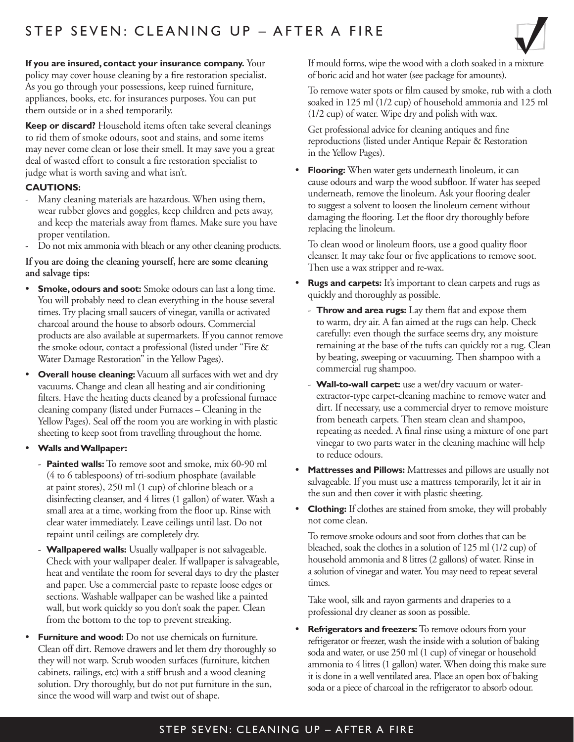# STEP SEVEN: CLEANING UP – AFTER A FIRE

**If you are insured, contact your insurance company.** Your policy may cover house cleaning by a fire restoration specialist. As you go through your possessions, keep ruined furniture, appliances, books, etc. for insurances purposes. You can put them outside or in a shed temporarily.

**Keep or discard?** Household items often take several cleanings to rid them of smoke odours, soot and stains, and some items may never come clean or lose their smell. It may save you a great deal of wasted effort to consult a fire restoration specialist to judge what is worth saving and what isn't.

**CAUTIONS:**

- Many cleaning materials are hazardous. When using them, wear rubber gloves and goggles, keep children and pets away, and keep the materials away from flames. Make sure you have proper ventilation.
- Do not mix ammonia with bleach or any other cleaning products.

**If you are doing the cleaning yourself, here are some cleaning and salvage tips:**

- **Smoke, odours and soot:** Smoke odours can last a long time. You will probably need to clean everything in the house several times. Try placing small saucers of vinegar, vanilla or activated charcoal around the house to absorb odours. Commercial products are also available at supermarkets. If you cannot remove the smoke odour, contact a professional (listed under "Fire & Water Damage Restoration" in the Yellow Pages).
- **Overall house cleaning:** Vacuum all surfaces with wet and dry vacuums. Change and clean all heating and air conditioning filters. Have the heating ducts cleaned by a professional furnace cleaning company (listed under Furnaces – Cleaning in the Yellow Pages). Seal off the room you are working in with plastic sheeting to keep soot from travelling throughout the home.
- **Walls and Wallpaper:**
  - **Painted walls:** To remove soot and smoke, mix 60-90 ml (4 to 6 tablespoons) of tri-sodium phosphate (available at paint stores), 250 ml (1 cup) of chlorine bleach or a disinfecting cleanser, and 4 litres (1 gallon) of water. Wash a small area at a time, working from the floor up. Rinse with clear water immediately. Leave ceilings until last. Do not repaint until ceilings are completely dry.
  - **Wallpapered walls:** Usually wallpaper is not salvageable. Check with your wallpaper dealer. If wallpaper is salvageable, heat and ventilate the room for several days to dry the plaster and paper. Use a commercial paste to repaste loose edges or sections. Washable wallpaper can be washed like a painted wall, but work quickly so you don't soak the paper. Clean from the bottom to the top to prevent streaking.
- **Furniture and wood:** Do not use chemicals on furniture. Clean off dirt. Remove drawers and let them dry thoroughly so they will not warp. Scrub wooden surfaces (furniture, kitchen cabinets, railings, etc) with a stiff brush and a wood cleaning solution. Dry thoroughly, but do not put furniture in the sun, since the wood will warp and twist out of shape.

  If mould forms, wipe the wood with a cloth soaked in a mixture of boric acid and hot water (see package for amounts).

  To remove water spots or film caused by smoke, rub with a cloth soaked in 125 ml (1/2 cup) of household ammonia and 125 ml (1/2 cup) of water. Wipe dry and polish with wax.

  Get professional advice for cleaning antiques and fine reproductions (listed under Antique Repair & Restoration in the Yellow Pages).
- **Flooring:** When water gets underneath linoleum, it can cause odours and warp the wood subfloor. If water has seeped underneath, remove the linoleum. Ask your flooring dealer to suggest a solvent to loosen the linoleum cement without damaging the flooring. Let the floor dry thoroughly before replacing the linoleum.

  To clean wood or linoleum floors, use a good quality floor cleanser. It may take four or five applications to remove soot. Then use a wax stripper and re-wax.
- **Rugs and carpets:** It's important to clean carpets and rugs as quickly and thoroughly as possible.
  - **Throw and area rugs:** Lay them flat and expose them to warm, dry air. A fan aimed at the rugs can help. Check carefully: even though the surface seems dry, any moisture remaining at the base of the tufts can quickly rot a rug. Clean by beating, sweeping or vacuuming. Then shampoo with a commercial rug shampoo.
  - **Wall-to-wall carpet:** use a wet/dry vacuum or water-extractor-type carpet-cleaning machine to remove water and dirt. If necessary, use a commercial dryer to remove moisture from beneath carpets. Then steam clean and shampoo, repeating as needed. A final rinse using a mixture of one part vinegar to two parts water in the cleaning machine will help to reduce odours.
- **Mattresses and Pillows:** Mattresses and pillows are usually not salvageable. If you must use a mattress temporarily, let it air in the sun and then cover it with plastic sheeting.
- **Clothing:** If clothes are stained from smoke, they will probably not come clean.

  To remove smoke odours and soot from clothes that can be bleached, soak the clothes in a solution of 125 ml (1/2 cup) of household ammonia and 8 litres (2 gallons) of water. Rinse in a solution of vinegar and water. You may need to repeat several times.

  Take wool, silk and rayon garments and draperies to a professional dry cleaner as soon as possible.
- **Refrigerators and freezers:** To remove odours from your refrigerator or freezer, wash the inside with a solution of baking soda and water, or use 250 ml (1 cup) of vinegar or household ammonia to 4 litres (1 gallon) water. When doing this make sure it is done in a well ventilated area. Place an open box of baking soda or a piece of charcoal in the refrigerator to absorb odour.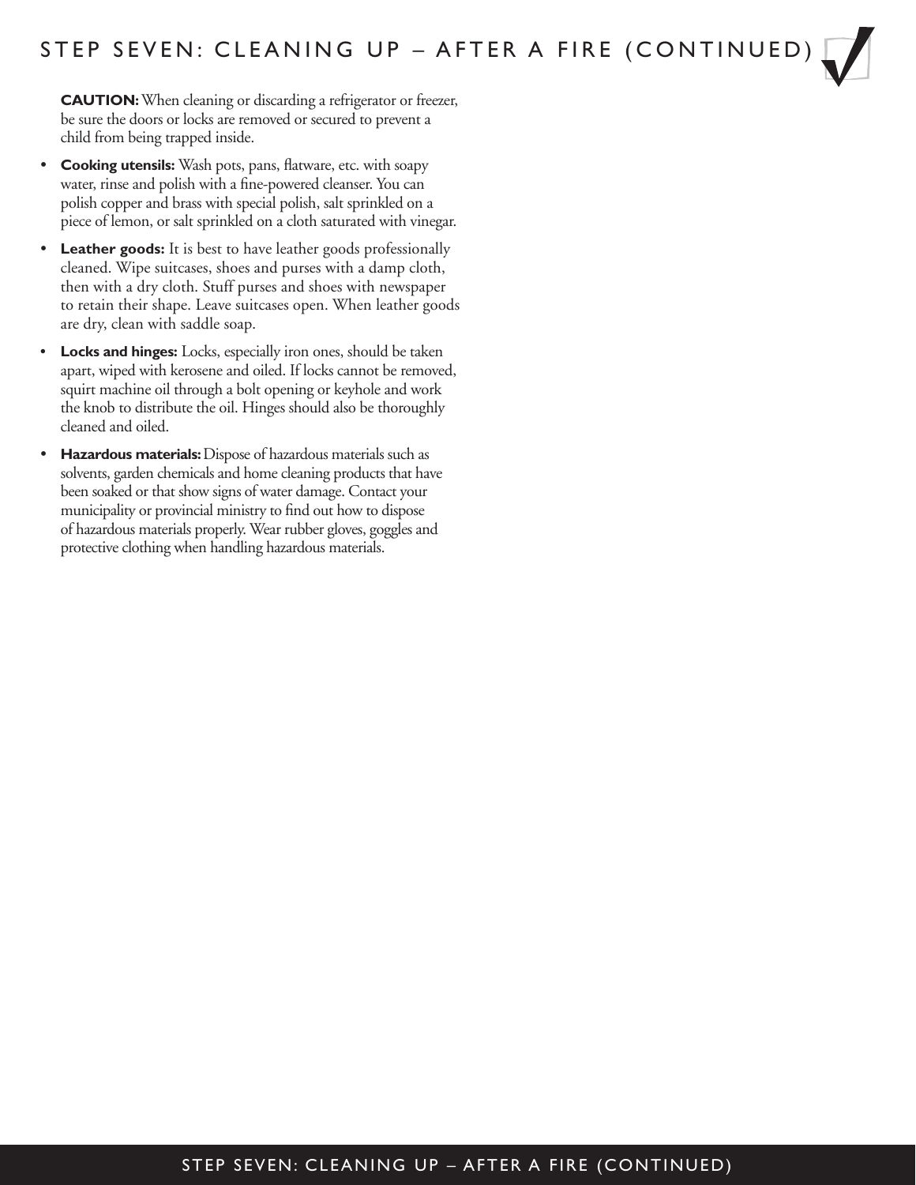# STEP SEVEN: CLEANING UP – AFTER A FIRE (CONTINUED)

**CAUTION:** When cleaning or discarding a refrigerator or freezer, be sure the doors or locks are removed or secured to prevent a child from being trapped inside.

- **Cooking utensils:** Wash pots, pans, flatware, etc. with soapy water, rinse and polish with a fine-powered cleanser. You can polish copper and brass with special polish, salt sprinkled on a piece of lemon, or salt sprinkled on a cloth saturated with vinegar.
- **Leather goods:** It is best to have leather goods professionally cleaned. Wipe suitcases, shoes and purses with a damp cloth, then with a dry cloth. Stuff purses and shoes with newspaper to retain their shape. Leave suitcases open. When leather goods are dry, clean with saddle soap.
- **Locks and hinges:** Locks, especially iron ones, should be taken apart, wiped with kerosene and oiled. If locks cannot be removed, squirt machine oil through a bolt opening or keyhole and work the knob to distribute the oil. Hinges should also be thoroughly cleaned and oiled.
- **Hazardous materials:** Dispose of hazardous materials such as solvents, garden chemicals and home cleaning products that have been soaked or that show signs of water damage. Contact your municipality or provincial ministry to find out how to dispose of hazardous materials properly. Wear rubber gloves, goggles and protective clothing when handling hazardous materials.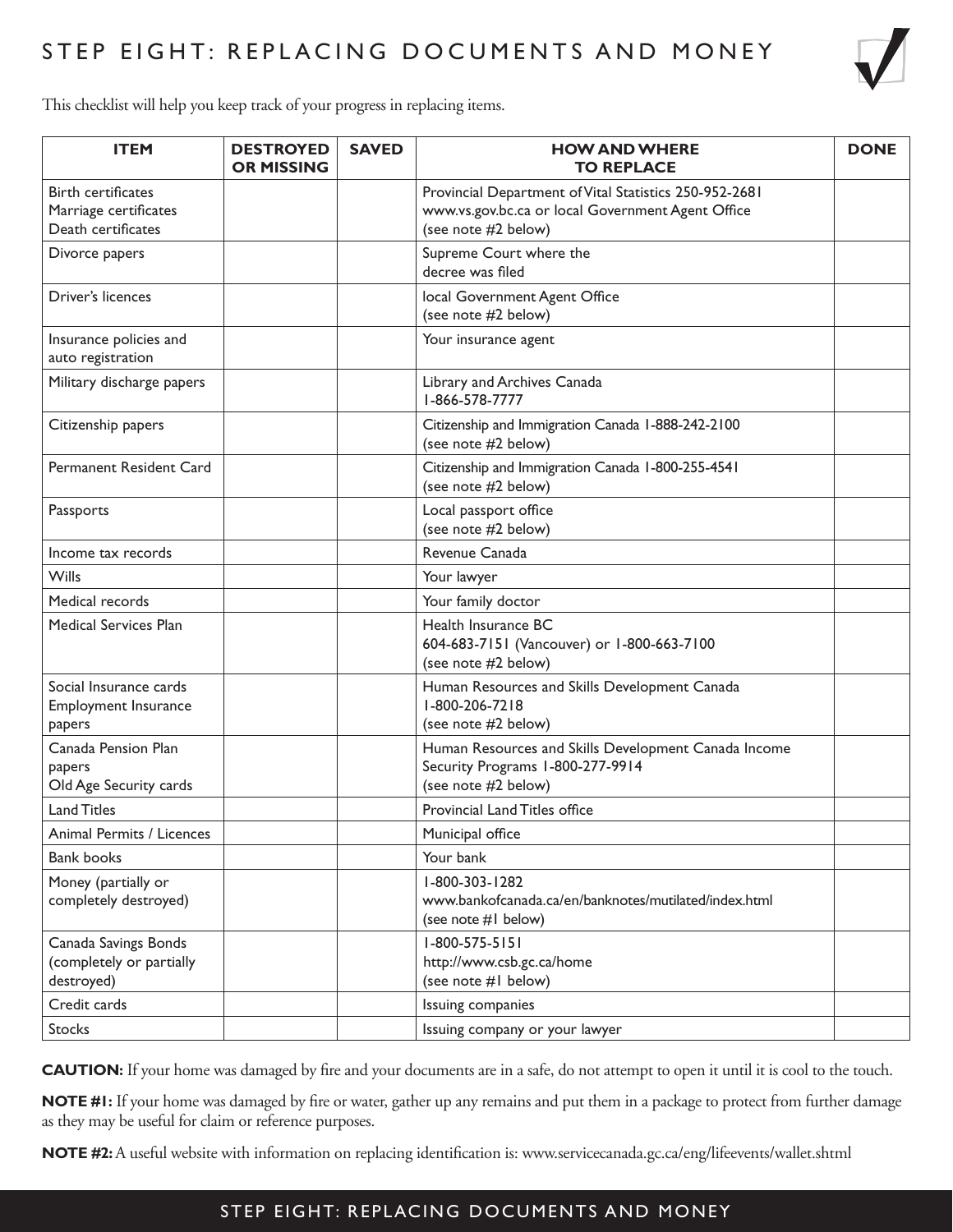# STEP EIGHT: REPLACING DOCUMENTS AND MONEY

This checklist will help you keep track of your progress in replacing items.

| ITEM | DESTROYED OR MISSING | SAVED | HOW AND WHERE TO REPLACE | DONE |
|---|---|---|---|---|
| Birth certificates<br>Marriage certificates<br>Death certificates | | | Provincial Department of Vital Statistics 250-952-2681<br>www.vs.gov.bc.ca or local Government Agent Office<br>(see note #2 below) | |
| Divorce papers | | | Supreme Court where the decree was filed | |
| Driver's licences | | | local Government Agent Office<br>(see note #2 below) | |
| Insurance policies and auto registration | | | Your insurance agent | |
| Military discharge papers | | | Library and Archives Canada<br>1-866-578-7777 | |
| Citizenship papers | | | Citizenship and Immigration Canada 1-888-242-2100<br>(see note #2 below) | |
| Permanent Resident Card | | | Citizenship and Immigration Canada 1-800-255-4541<br>(see note #2 below) | |
| Passports | | | Local passport office<br>(see note #2 below) | |
| Income tax records | | | Revenue Canada | |
| Wills | | | Your lawyer | |
| Medical records | | | Your family doctor | |
| Medical Services Plan | | | Health Insurance BC<br>604-683-7151 (Vancouver) or 1-800-663-7100<br>(see note #2 below) | |
| Social Insurance cards<br>Employment Insurance papers | | | Human Resources and Skills Development Canada<br>1-800-206-7218<br>(see note #2 below) | |
| Canada Pension Plan papers<br>Old Age Security cards | | | Human Resources and Skills Development Canada Income Security Programs 1-800-277-9914<br>(see note #2 below) | |
| Land Titles | | | Provincial Land Titles office | |
| Animal Permits / Licences | | | Municipal office | |
| Bank books | | | Your bank | |
| Money (partially or completely destroyed) | | | 1-800-303-1282<br>www.bankofcanada.ca/en/banknotes/mutilated/index.html<br>(see note #1 below) | |
| Canada Savings Bonds (completely or partially destroyed) | | | 1-800-575-5151<br>http://www.csb.gc.ca/home<br>(see note #1 below) | |
| Credit cards | | | Issuing companies | |
| Stocks | | | Issuing company or your lawyer | |

**CAUTION:** If your home was damaged by fire and your documents are in a safe, do not attempt to open it until it is cool to the touch.

**NOTE #1:** If your home was damaged by fire or water, gather up any remains and put them in a package to protect from further damage as they may be useful for claim or reference purposes.

**NOTE #2:** A useful website with information on replacing identification is: www.servicecanada.gc.ca/eng/lifeevents/wallet.shtml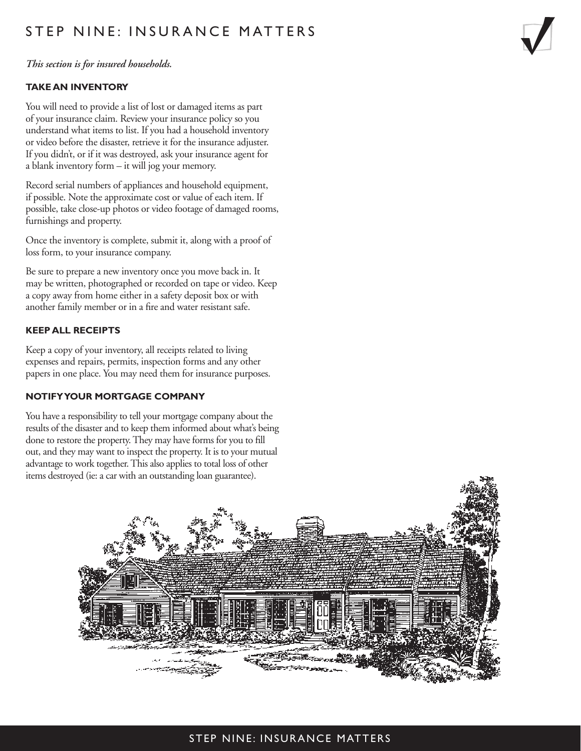# STEP NINE: INSURANCE MATTERS

*This section is for insured households.*

**TAKE AN INVENTORY**

You will need to provide a list of lost or damaged items as part of your insurance claim. Review your insurance policy so you understand what items to list. If you had a household inventory or video before the disaster, retrieve it for the insurance adjuster. If you didn't, or if it was destroyed, ask your insurance agent for a blank inventory form – it will jog your memory.

Record serial numbers of appliances and household equipment, if possible. Note the approximate cost or value of each item. If possible, take close-up photos or video footage of damaged rooms, furnishings and property.

Once the inventory is complete, submit it, along with a proof of loss form, to your insurance company.

Be sure to prepare a new inventory once you move back in. It may be written, photographed or recorded on tape or video. Keep a copy away from home either in a safety deposit box or with another family member or in a fire and water resistant safe.

**KEEP ALL RECEIPTS**

Keep a copy of your inventory, all receipts related to living expenses and repairs, permits, inspection forms and any other papers in one place. You may need them for insurance purposes.

**NOTIFY YOUR MORTGAGE COMPANY**

You have a responsibility to tell your mortgage company about the results of the disaster and to keep them informed about what's being done to restore the property. They may have forms for you to fill out, and they may want to inspect the property. It is to your mutual advantage to work together. This also applies to total loss of other items destroyed (ie: a car with an outstanding loan guarantee).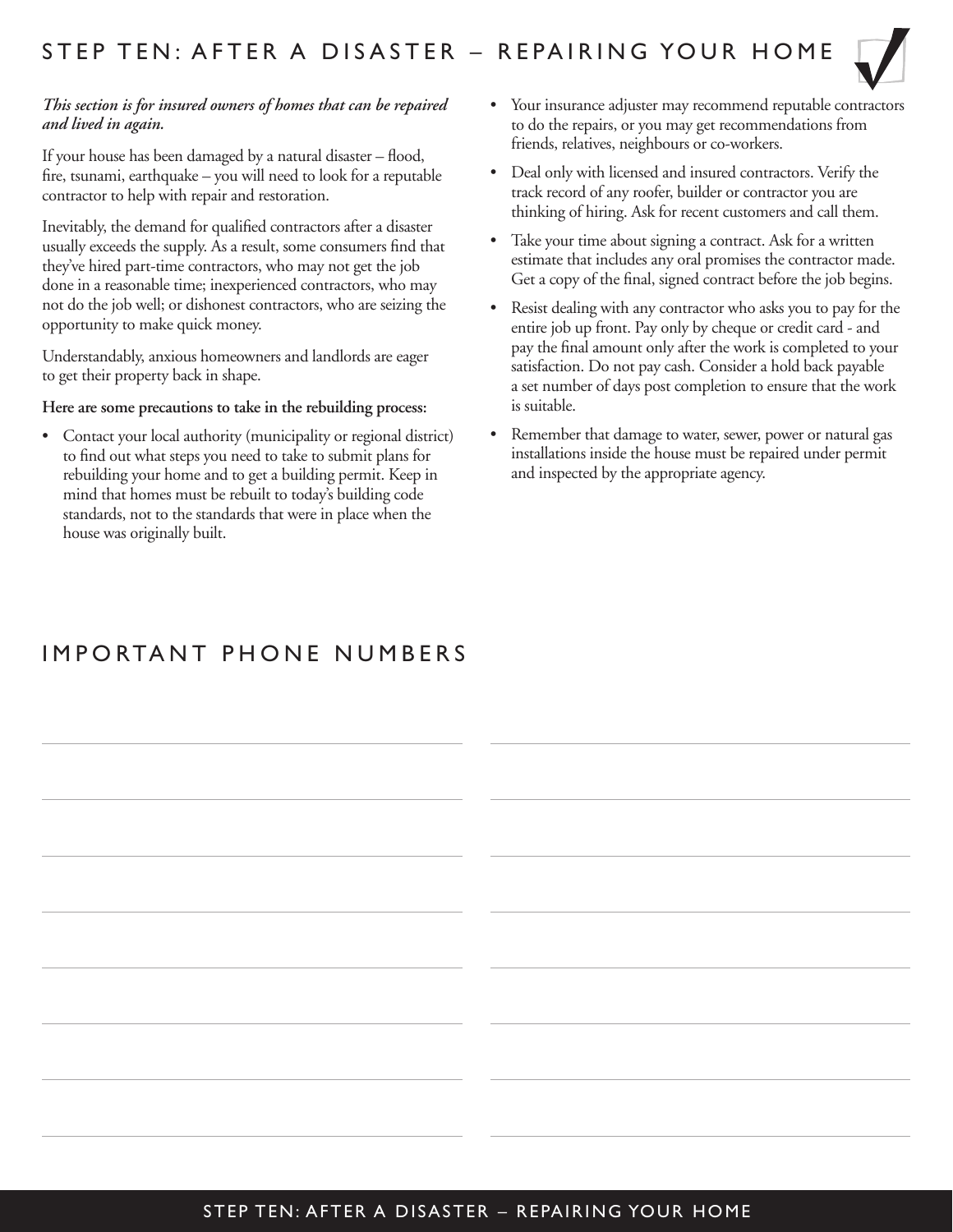## STEP TEN: AFTER A DISASTER – REPAIRING YOUR HOME

***This section is for insured owners of homes that can be repaired and lived in again.***

If your house has been damaged by a natural disaster – flood, fire, tsunami, earthquake – you will need to look for a reputable contractor to help with repair and restoration.

Inevitably, the demand for qualified contractors after a disaster usually exceeds the supply. As a result, some consumers find that they've hired part-time contractors, who may not get the job done in a reasonable time; inexperienced contractors, who may not do the job well; or dishonest contractors, who are seizing the opportunity to make quick money.

Understandably, anxious homeowners and landlords are eager to get their property back in shape.

**Here are some precautions to take in the rebuilding process:**

- Contact your local authority (municipality or regional district) to find out what steps you need to take to submit plans for rebuilding your home and to get a building permit. Keep in mind that homes must be rebuilt to today's building code standards, not to the standards that were in place when the house was originally built.
- Your insurance adjuster may recommend reputable contractors to do the repairs, or you may get recommendations from friends, relatives, neighbours or co-workers.
- Deal only with licensed and insured contractors. Verify the track record of any roofer, builder or contractor you are thinking of hiring. Ask for recent customers and call them.
- Take your time about signing a contract. Ask for a written estimate that includes any oral promises the contractor made. Get a copy of the final, signed contract before the job begins.
- Resist dealing with any contractor who asks you to pay for the entire job up front. Pay only by cheque or credit card - and pay the final amount only after the work is completed to your satisfaction. Do not pay cash. Consider a hold back payable a set number of days post completion to ensure that the work is suitable.
- Remember that damage to water, sewer, power or natural gas installations inside the house must be repaired under permit and inspected by the appropriate agency.

## IMPORTANT PHONE NUMBERS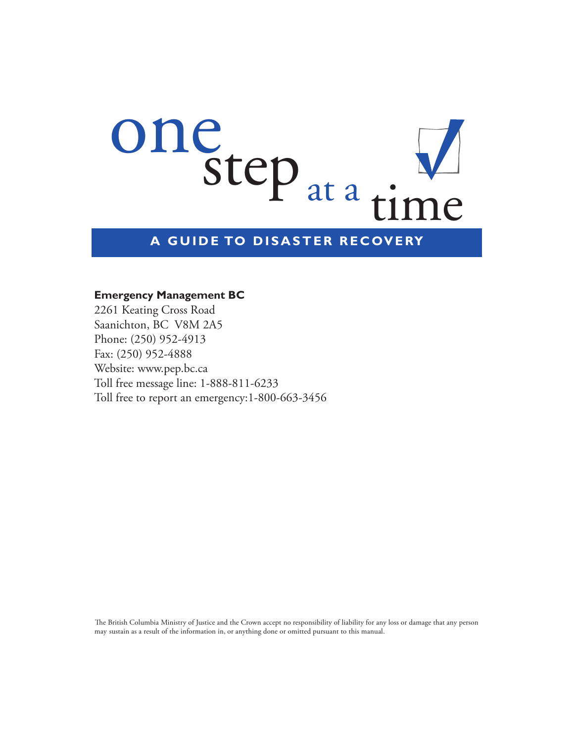# one step at a time

## A GUIDE TO DISASTER RECOVERY

**Emergency Management BC**
2261 Keating Cross Road
Saanichton, BC  V8M 2A5
Phone: (250) 952-4913
Fax: (250) 952-4888
Website: www.pep.bc.ca
Toll free message line: 1-888-811-6233
Toll free to report an emergency:1-800-663-3456

The British Columbia Ministry of Justice and the Crown accept no responsibility of liability for any loss or damage that any person may sustain as a result of the information in, or anything done or omitted pursuant to this manual.